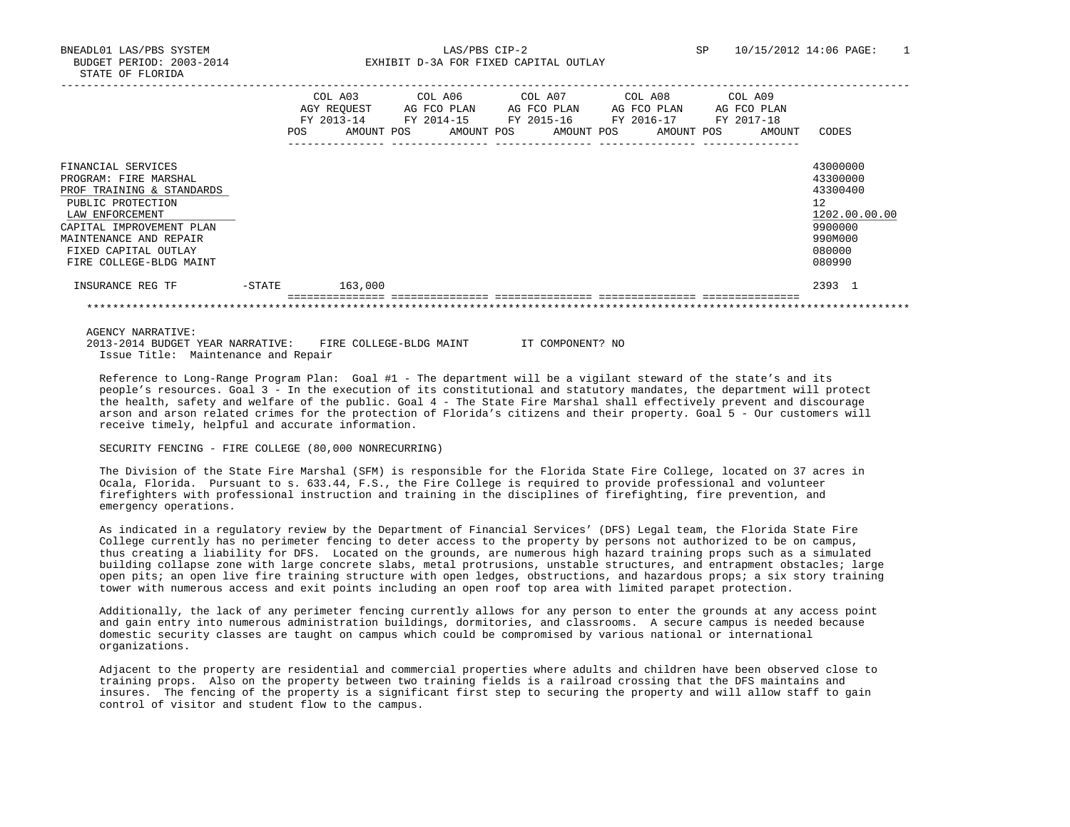BNEADL01 LAS/PBS SYSTEM LAS/PBS CIP-2 SP 10/15/2012 14:06

BUDGET PERIOD: 2003-2014 EXHIBIT D-3A FOR FIXED CAPITAL OUTLAY

STATE OF FLORIDA

| | COL A03 AGY REQUEST FY 2013-14 POS | AMOUNT | COL A06 AG FCO PLAN FY 2014-15 POS | AMOUNT | COL A07 AG FCO PLAN FY 2015-16 POS | AMOUNT | COL A08 AG FCO PLAN FY 2016-17 POS | AMOUNT | COL A09 AG FCO PLAN FY 2017-18 POS | AMOUNT | CODES |
|---|---|---|---|---|---|---|---|---|---|---|---|
| FINANCIAL SERVICES | | | | | | | | | | | 43000000 |
| PROGRAM: FIRE MARSHAL | | | | | | | | | | | 43300000 |
| PROF TRAINING & STANDARDS | | | | | | | | | | | 43300400 |
| PUBLIC PROTECTION | | | | | | | | | | | 12 |
| LAW ENFORCEMENT | | | | | | | | | | | 1202.00.00.00 |
| CAPITAL IMPROVEMENT PLAN | | | | | | | | | | | 9900000 |
| MAINTENANCE AND REPAIR | | | | | | | | | | | 990M000 |
| FIXED CAPITAL OUTLAY | | | | | | | | | | | 080000 |
| FIRE COLLEGE-BLDG MAINT | | | | | | | | | | | 080990 |
| INSURANCE REG TF -STATE | | 163,000 | | | | | | | | | 2393 1 |

AGENCY NARRATIVE:

2013-2014 BUDGET YEAR NARRATIVE: FIRE COLLEGE-BLDG MAINT IT COMPONENT? NO

Issue Title: Maintenance and Repair

Reference to Long-Range Program Plan: Goal #1 - The department will be a vigilant steward of the state's and its people's resources. Goal 3 - In the execution of its constitutional and statutory mandates, the department will protect the health, safety and welfare of the public. Goal 4 - The State Fire Marshal shall effectively prevent and discourage arson and arson related crimes for the protection of Florida's citizens and their property. Goal 5 - Our customers will receive timely, helpful and accurate information.

SECURITY FENCING - FIRE COLLEGE (80,000 NONRECURRING)

The Division of the State Fire Marshal (SFM) is responsible for the Florida State Fire College, located on 37 acres in Ocala, Florida. Pursuant to s. 633.44, F.S., the Fire College is required to provide professional and volunteer firefighters with professional instruction and training in the disciplines of firefighting, fire prevention, and emergency operations.

As indicated in a regulatory review by the Department of Financial Services' (DFS) Legal team, the Florida State Fire College currently has no perimeter fencing to deter access to the property by persons not authorized to be on campus, thus creating a liability for DFS. Located on the grounds, are numerous high hazard training props such as a simulated building collapse zone with large concrete slabs, metal protrusions, unstable structures, and entrapment obstacles; large open pits; an open live fire training structure with open ledges, obstructions, and hazardous props; a six story training tower with numerous access and exit points including an open roof top area with limited parapet protection.

Additionally, the lack of any perimeter fencing currently allows for any person to enter the grounds at any access point and gain entry into numerous administration buildings, dormitories, and classrooms. A secure campus is needed because domestic security classes are taught on campus which could be compromised by various national or international organizations.

Adjacent to the property are residential and commercial properties where adults and children have been observed close to training props. Also on the property between two training fields is a railroad crossing that the DFS maintains and insures. The fencing of the property is a significant first step to securing the property and will allow staff to gain control of visitor and student flow to the campus.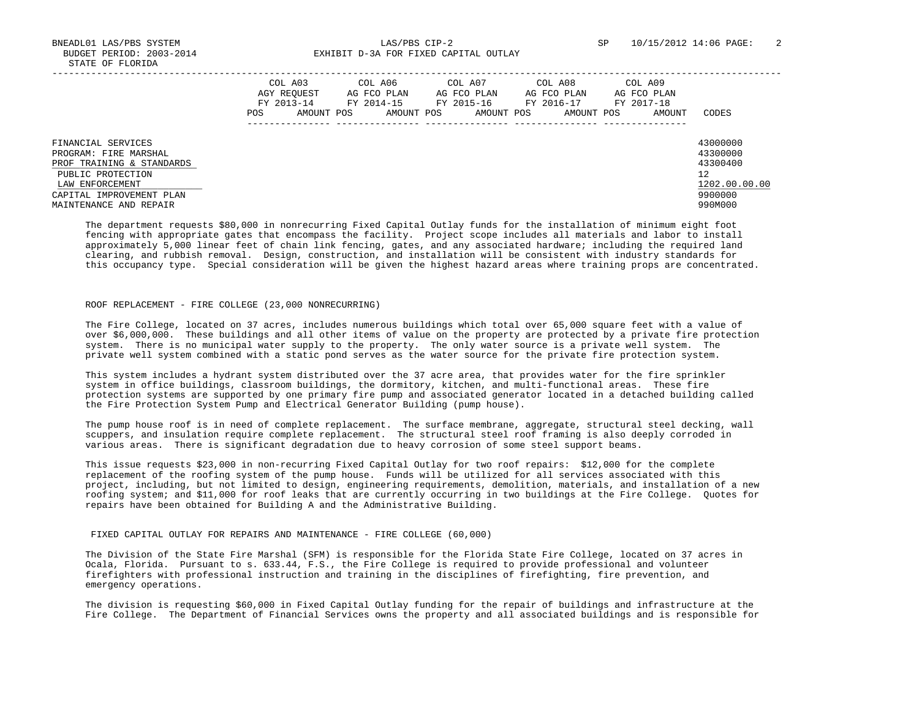| | COL A03 AGY REQUEST FY 2013-14 | | COL A06 AG FCO PLAN FY 2014-15 | | COL A07 AG FCO PLAN FY 2015-16 | | COL A08 AG FCO PLAN FY 2016-17 | | COL A09 AG FCO PLAN FY 2017-18 | | |
|---|---|---|---|---|---|---|---|---|---|---|---|
| | POS | AMOUNT | POS | AMOUNT | POS | AMOUNT | POS | AMOUNT | POS | AMOUNT | CODES |
| FINANCIAL SERVICES | | | | | | | | | | | 43000000 |
| PROGRAM: FIRE MARSHAL | | | | | | | | | | | 43300000 |
| PROF TRAINING & STANDARDS | | | | | | | | | | | 43300400 |
| PUBLIC PROTECTION | | | | | | | | | | | 12 |
| LAW ENFORCEMENT | | | | | | | | | | | 1202.00.00.00 |
| CAPITAL IMPROVEMENT PLAN | | | | | | | | | | | 9900000 |
| MAINTENANCE AND REPAIR | | | | | | | | | | | 990M000 |

The department requests $80,000 in nonrecurring Fixed Capital Outlay funds for the installation of minimum eight foot fencing with appropriate gates that encompass the facility. Project scope includes all materials and labor to install approximately 5,000 linear feet of chain link fencing, gates, and any associated hardware; including the required land clearing, and rubbish removal. Design, construction, and installation will be consistent with industry standards for this occupancy type. Special consideration will be given the highest hazard areas where training props are concentrated.

ROOF REPLACEMENT - FIRE COLLEGE (23,000 NONRECURRING)

The Fire College, located on 37 acres, includes numerous buildings which total over 65,000 square feet with a value of over $6,000,000. These buildings and all other items of value on the property are protected by a private fire protection system. There is no municipal water supply to the property. The only water source is a private well system. The private well system combined with a static pond serves as the water source for the private fire protection system.

This system includes a hydrant system distributed over the 37 acre area, that provides water for the fire sprinkler system in office buildings, classroom buildings, the dormitory, kitchen, and multi-functional areas. These fire protection systems are supported by one primary fire pump and associated generator located in a detached building called the Fire Protection System Pump and Electrical Generator Building (pump house).

The pump house roof is in need of complete replacement. The surface membrane, aggregate, structural steel decking, wall scuppers, and insulation require complete replacement. The structural steel roof framing is also deeply corroded in various areas. There is significant degradation due to heavy corrosion of some steel support beams.

This issue requests $23,000 in non-recurring Fixed Capital Outlay for two roof repairs: $12,000 for the complete replacement of the roofing system of the pump house. Funds will be utilized for all services associated with this project, including, but not limited to design, engineering requirements, demolition, materials, and installation of a new roofing system; and $11,000 for roof leaks that are currently occurring in two buildings at the Fire College. Quotes for repairs have been obtained for Building A and the Administrative Building.

FIXED CAPITAL OUTLAY FOR REPAIRS AND MAINTENANCE - FIRE COLLEGE (60,000)

The Division of the State Fire Marshal (SFM) is responsible for the Florida State Fire College, located on 37 acres in Ocala, Florida. Pursuant to s. 633.44, F.S., the Fire College is required to provide professional and volunteer firefighters with professional instruction and training in the disciplines of firefighting, fire prevention, and emergency operations.

The division is requesting $60,000 in Fixed Capital Outlay funding for the repair of buildings and infrastructure at the Fire College. The Department of Financial Services owns the property and all associated buildings and is responsible for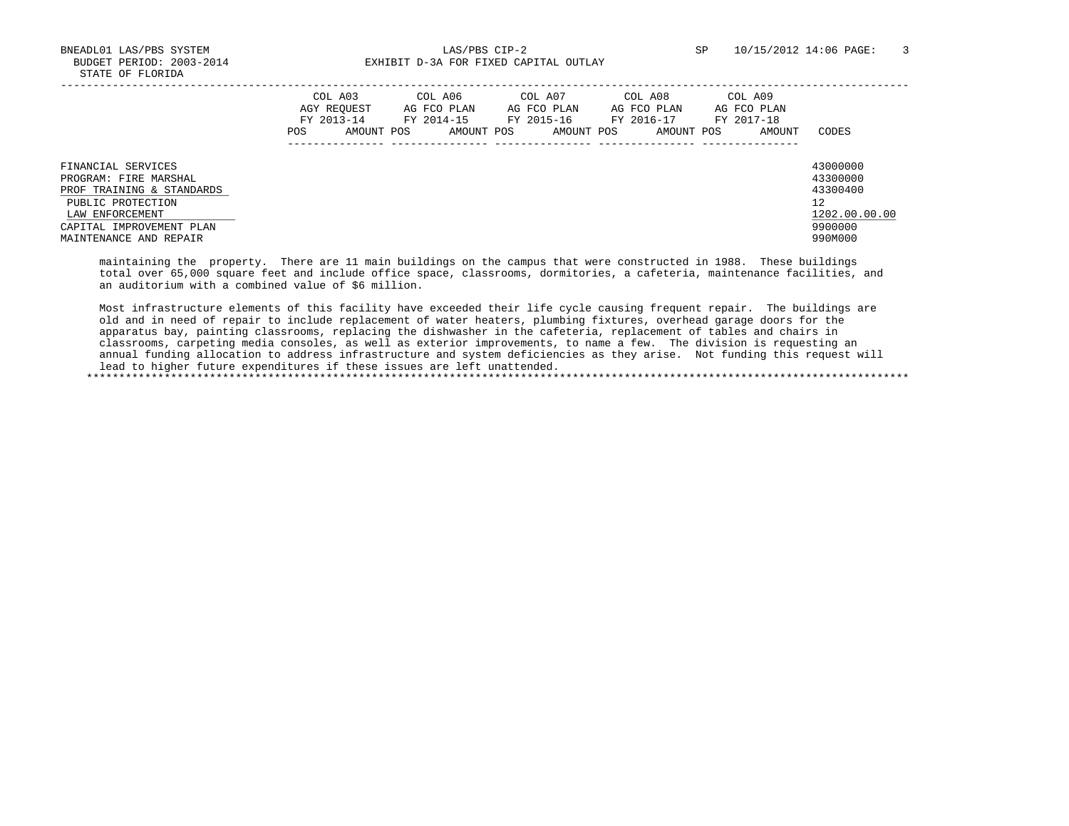| | COL A03 AGY REQUEST FY 2013-14 | | COL A06 AG FCO PLAN FY 2014-15 | | COL A07 AG FCO PLAN FY 2015-16 | | COL A08 AG FCO PLAN FY 2016-17 | | COL A09 AG FCO PLAN FY 2017-18 | | |
|---|---|---|---|---|---|---|---|---|---|---|---|
| | POS | AMOUNT | POS | AMOUNT | POS | AMOUNT | POS | AMOUNT | POS | AMOUNT | CODES |
| FINANCIAL SERVICES | | | | | | | | | | | 43000000 |
| PROGRAM: FIRE MARSHAL | | | | | | | | | | | 43300000 |
| PROF TRAINING & STANDARDS | | | | | | | | | | | 43300400 |
| PUBLIC PROTECTION | | | | | | | | | | | 12 |
| LAW ENFORCEMENT | | | | | | | | | | | 1202.00.00.00 |
| CAPITAL IMPROVEMENT PLAN | | | | | | | | | | | 9900000 |
| MAINTENANCE AND REPAIR | | | | | | | | | | | 990M000 |

maintaining the property. There are 11 main buildings on the campus that were constructed in 1988. These buildings total over 65,000 square feet and include office space, classrooms, dormitories, a cafeteria, maintenance facilities, and an auditorium with a combined value of $6 million.

Most infrastructure elements of this facility have exceeded their life cycle causing frequent repair. The buildings are old and in need of repair to include replacement of water heaters, plumbing fixtures, overhead garage doors for the apparatus bay, painting classrooms, replacing the dishwasher in the cafeteria, replacement of tables and chairs in classrooms, carpeting media consoles, as well as exterior improvements, to name a few. The division is requesting an annual funding allocation to address infrastructure and system deficiencies as they arise. Not funding this request will lead to higher future expenditures if these issues are left unattended.

*******************************************************************************************************************************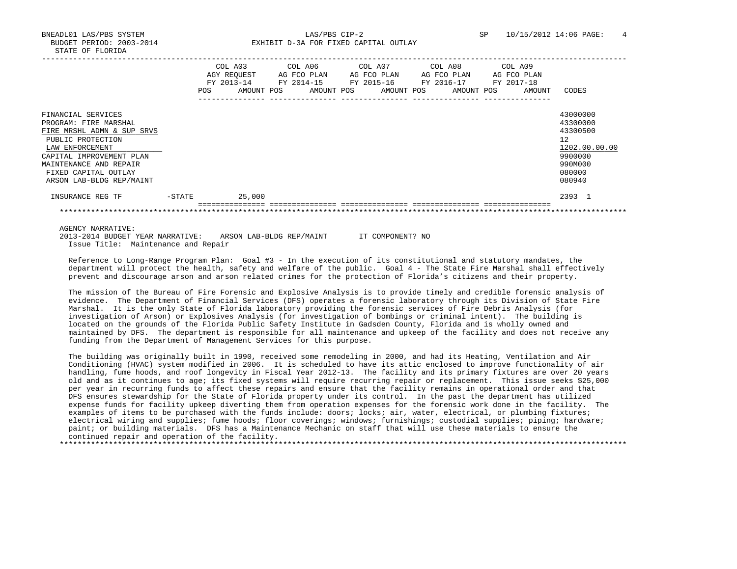BNEADL01 LAS/PBS SYSTEM
BUDGET PERIOD: 2003-2014
STATE OF FLORIDA

LAS/PBS CIP-2
EXHIBIT D-3A FOR FIXED CAPITAL OUTLAY

SP 10/15/2012 14:06

| | COL A03 AGY REQUEST FY 2013-14 POS AMOUNT | COL A06 AG FCO PLAN FY 2014-15 POS AMOUNT | COL A07 AG FCO PLAN FY 2015-16 POS AMOUNT | COL A08 AG FCO PLAN FY 2016-17 POS AMOUNT | COL A09 AG FCO PLAN FY 2017-18 POS AMOUNT | CODES |
|---|---|---|---|---|---|---|
| FINANCIAL SERVICES | | | | | | 43000000 |
| PROGRAM: FIRE MARSHAL | | | | | | 43300000 |
| FIRE MRSHL ADMN & SUP SRVS | | | | | | 43300500 |
| PUBLIC PROTECTION | | | | | | 12 |
| LAW ENFORCEMENT | | | | | | 1202.00.00.00 |
| CAPITAL IMPROVEMENT PLAN | | | | | | 9900000 |
| MAINTENANCE AND REPAIR | | | | | | 990M000 |
| FIXED CAPITAL OUTLAY | | | | | | 080000 |
| ARSON LAB-BLDG REP/MAINT | | | | | | 080940 |
| INSURANCE REG TF -STATE | 25,000 | | | | | 2393 1 |

AGENCY NARRATIVE:
2013-2014 BUDGET YEAR NARRATIVE: ARSON LAB-BLDG REP/MAINT IT COMPONENT? NO
Issue Title: Maintenance and Repair

Reference to Long-Range Program Plan: Goal #3 - In the execution of its constitutional and statutory mandates, the department will protect the health, safety and welfare of the public. Goal 4 - The State Fire Marshal shall effectively prevent and discourage arson and arson related crimes for the protection of Florida's citizens and their property.

The mission of the Bureau of Fire Forensic and Explosive Analysis is to provide timely and credible forensic analysis of evidence. The Department of Financial Services (DFS) operates a forensic laboratory through its Division of State Fire Marshal. It is the only State of Florida laboratory providing the forensic services of Fire Debris Analysis (for investigation of Arson) or Explosives Analysis (for investigation of bombings or criminal intent). The building is located on the grounds of the Florida Public Safety Institute in Gadsden County, Florida and is wholly owned and maintained by DFS. The department is responsible for all maintenance and upkeep of the facility and does not receive any funding from the Department of Management Services for this purpose.

The building was originally built in 1990, received some remodeling in 2000, and had its Heating, Ventilation and Air Conditioning (HVAC) system modified in 2006. It is scheduled to have its attic enclosed to improve functionality of air handling, fume hoods, and roof longevity in Fiscal Year 2012-13. The facility and its primary fixtures are over 20 years old and as it continues to age; its fixed systems will require recurring repair or replacement. This issue seeks $25,000 per year in recurring funds to affect these repairs and ensure that the facility remains in operational order and that DFS ensures stewardship for the State of Florida property under its control. In the past the department has utilized expense funds for facility upkeep diverting them from operation expenses for the forensic work done in the facility. The examples of items to be purchased with the funds include: doors; locks; air, water, electrical, or plumbing fixtures; electrical wiring and supplies; fume hoods; floor coverings; windows; furnishings; custodial supplies; piping; hardware; paint; or building materials. DFS has a Maintenance Mechanic on staff that will use these materials to ensure the continued repair and operation of the facility.